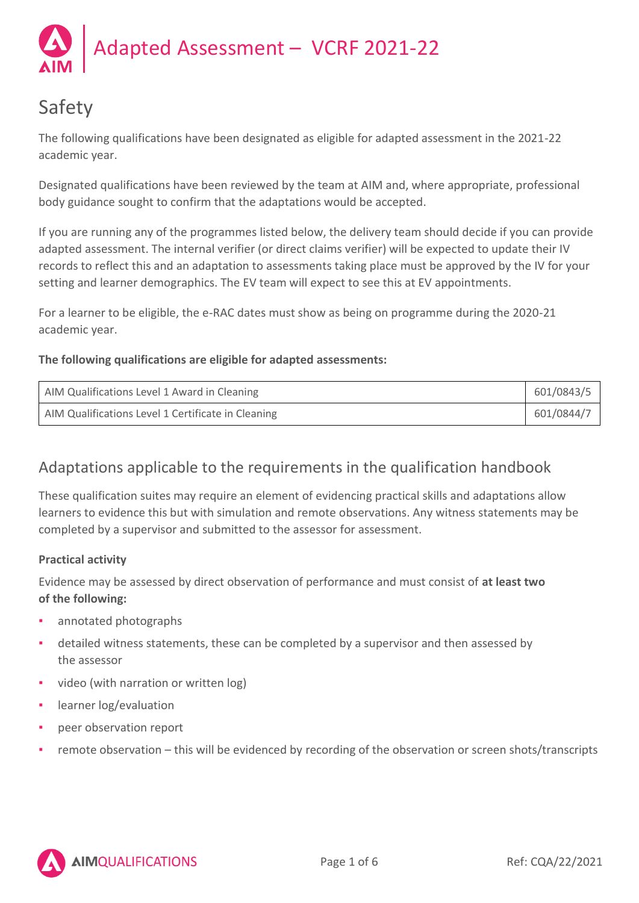# Adapted Assessment – VCRF 2021-22

## Safety

The following qualifications have been designated as eligible for adapted assessment in the 2021-22 academic year.

Designated qualifications have been reviewed by the team at AIM and, where appropriate, professional body guidance sought to confirm that the adaptations would be accepted.

If you are running any of the programmes listed below, the delivery team should decide if you can provide adapted assessment. The internal verifier (or direct claims verifier) will be expected to update their IV records to reflect this and an adaptation to assessments taking place must be approved by the IV for your setting and learner demographics. The EV team will expect to see this at EV appointments.

For a learner to be eligible, the e-RAC dates must show as being on programme during the 2020-21 academic year.

**The following qualifications are eligible for adapted assessments:**

| Qualification | Number |
|---|---|
| AIM Qualifications Level 1 Award in Cleaning | 601/0843/5 |
| AIM Qualifications Level 1 Certificate in Cleaning | 601/0844/7 |

## Adaptations applicable to the requirements in the qualification handbook

These qualification suites may require an element of evidencing practical skills and adaptations allow learners to evidence this but with simulation and remote observations. Any witness statements may be completed by a supervisor and submitted to the assessor for assessment.

### Practical activity

Evidence may be assessed by direct observation of performance and must consist of **at least two of the following:**

- annotated photographs
- detailed witness statements, these can be completed by a supervisor and then assessed by the assessor
- video (with narration or written log)
- learner log/evaluation
- peer observation report
- remote observation – this will be evidenced by recording of the observation or screen shots/transcripts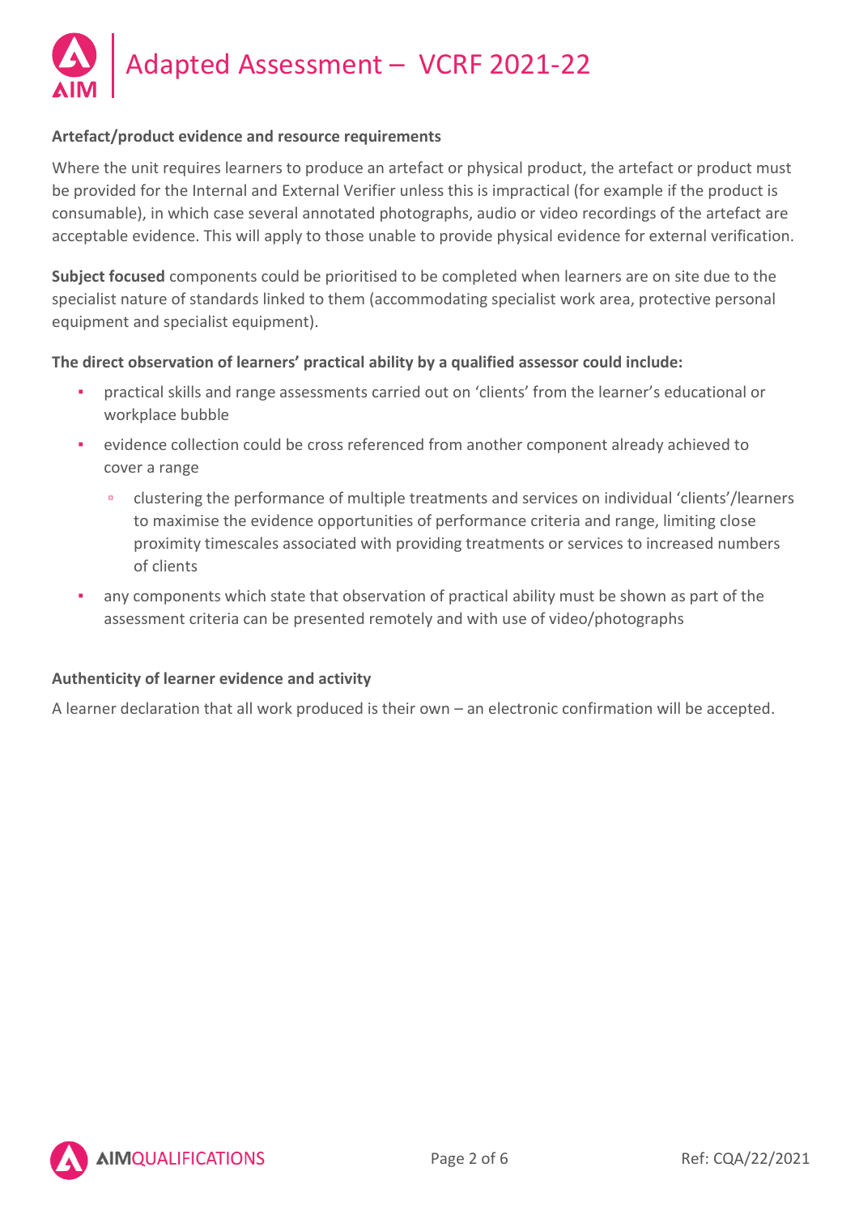**Artefact/product evidence and resource requirements**

Where the unit requires learners to produce an artefact or physical product, the artefact or product must be provided for the Internal and External Verifier unless this is impractical (for example if the product is consumable), in which case several annotated photographs, audio or video recordings of the artefact are acceptable evidence. This will apply to those unable to provide physical evidence for external verification.

**Subject focused** components could be prioritised to be completed when learners are on site due to the specialist nature of standards linked to them (accommodating specialist work area, protective personal equipment and specialist equipment).

**The direct observation of learners' practical ability by a qualified assessor could include:**

- practical skills and range assessments carried out on 'clients' from the learner's educational or workplace bubble
- evidence collection could be cross referenced from another component already achieved to cover a range
  - clustering the performance of multiple treatments and services on individual 'clients'/learners to maximise the evidence opportunities of performance criteria and range, limiting close proximity timescales associated with providing treatments or services to increased numbers of clients
- any components which state that observation of practical ability must be shown as part of the assessment criteria can be presented remotely and with use of video/photographs

**Authenticity of learner evidence and activity**

A learner declaration that all work produced is their own – an electronic confirmation will be accepted.